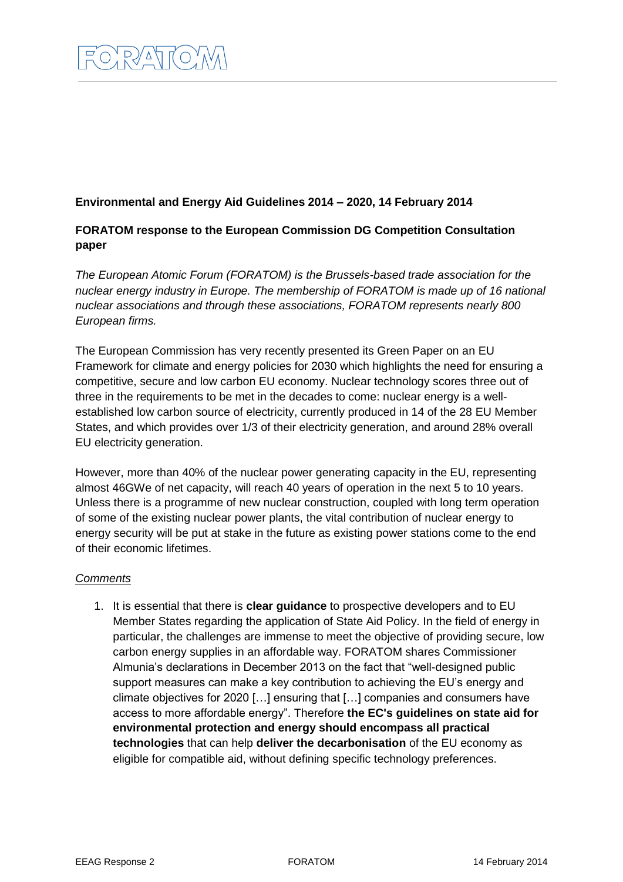**Environmental and Energy Aid Guidelines 2014 – 2020, 14 February 2014**

**FORATOM response to the European Commission DG Competition Consultation paper**

*The European Atomic Forum (FORATOM) is the Brussels-based trade association for the nuclear energy industry in Europe. The membership of FORATOM is made up of 16 national nuclear associations and through these associations, FORATOM represents nearly 800 European firms.*

The European Commission has very recently presented its Green Paper on an EU Framework for climate and energy policies for 2030 which highlights the need for ensuring a competitive, secure and low carbon EU economy. Nuclear technology scores three out of three in the requirements to be met in the decades to come: nuclear energy is a well-established low carbon source of electricity, currently produced in 14 of the 28 EU Member States, and which provides over 1/3 of their electricity generation, and around 28% overall EU electricity generation.

However, more than 40% of the nuclear power generating capacity in the EU, representing almost 46GWe of net capacity, will reach 40 years of operation in the next 5 to 10 years. Unless there is a programme of new nuclear construction, coupled with long term operation of some of the existing nuclear power plants, the vital contribution of nuclear energy to energy security will be put at stake in the future as existing power stations come to the end of their economic lifetimes.

*Comments*

1. It is essential that there is **clear guidance** to prospective developers and to EU Member States regarding the application of State Aid Policy. In the field of energy in particular, the challenges are immense to meet the objective of providing secure, low carbon energy supplies in an affordable way. FORATOM shares Commissioner Almunia's declarations in December 2013 on the fact that "well-designed public support measures can make a key contribution to achieving the EU's energy and climate objectives for 2020 […] ensuring that […] companies and consumers have access to more affordable energy". Therefore **the EC's guidelines on state aid for environmental protection and energy should encompass all practical technologies** that can help **deliver the decarbonisation** of the EU economy as eligible for compatible aid, without defining specific technology preferences.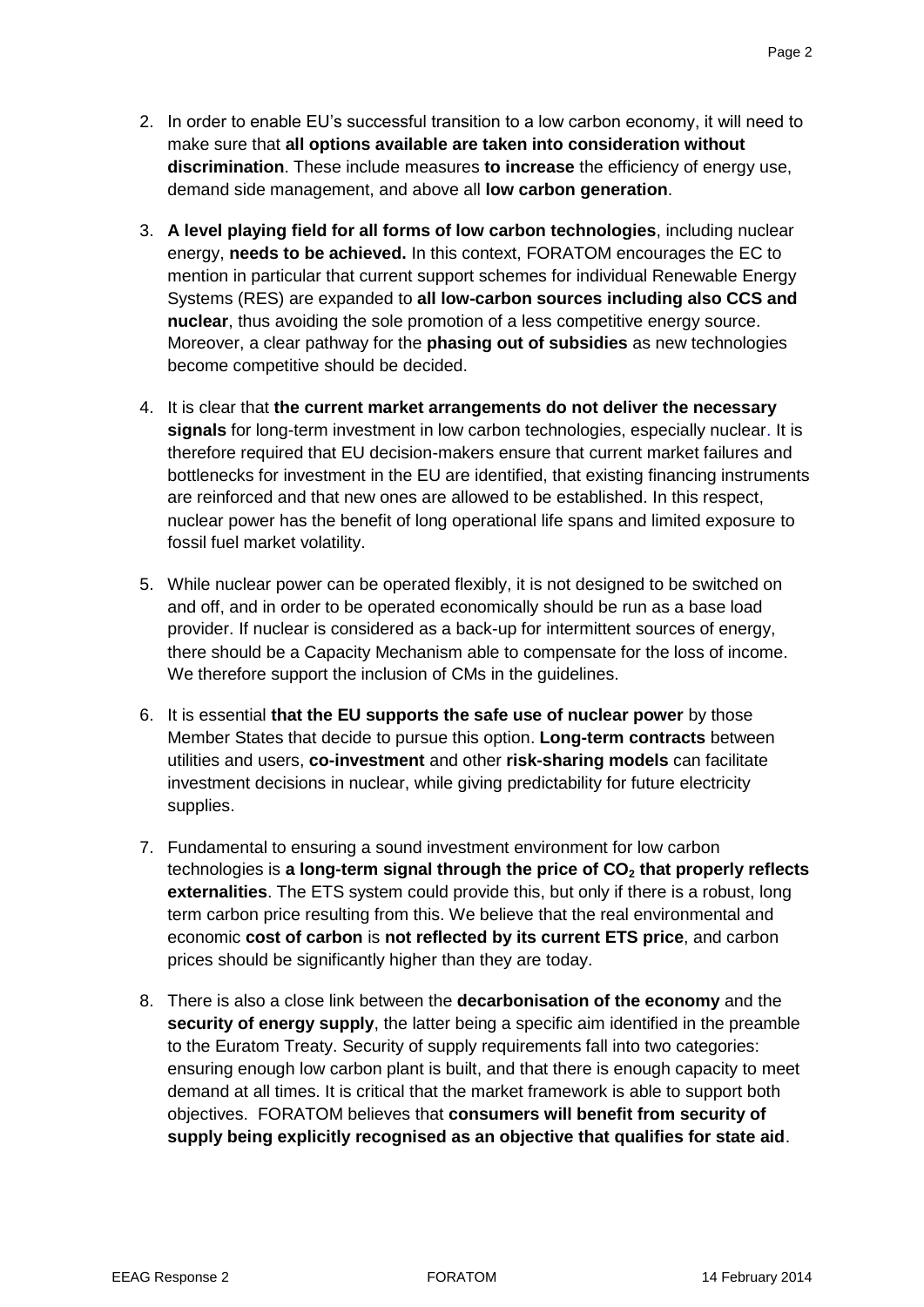2. In order to enable EU's successful transition to a low carbon economy, it will need to make sure that **all options available are taken into consideration without discrimination**. These include measures **to increase** the efficiency of energy use, demand side management, and above all **low carbon generation**.

3. **A level playing field for all forms of low carbon technologies**, including nuclear energy, **needs to be achieved.** In this context, FORATOM encourages the EC to mention in particular that current support schemes for individual Renewable Energy Systems (RES) are expanded to **all low-carbon sources including also CCS and nuclear**, thus avoiding the sole promotion of a less competitive energy source. Moreover, a clear pathway for the **phasing out of subsidies** as new technologies become competitive should be decided.

4. It is clear that **the current market arrangements do not deliver the necessary signals** for long-term investment in low carbon technologies, especially nuclear. It is therefore required that EU decision-makers ensure that current market failures and bottlenecks for investment in the EU are identified, that existing financing instruments are reinforced and that new ones are allowed to be established. In this respect, nuclear power has the benefit of long operational life spans and limited exposure to fossil fuel market volatility.

5. While nuclear power can be operated flexibly, it is not designed to be switched on and off, and in order to be operated economically should be run as a base load provider. If nuclear is considered as a back-up for intermittent sources of energy, there should be a Capacity Mechanism able to compensate for the loss of income. We therefore support the inclusion of CMs in the guidelines.

6. It is essential **that the EU supports the safe use of nuclear power** by those Member States that decide to pursue this option. **Long-term contracts** between utilities and users, **co-investment** and other **risk-sharing models** can facilitate investment decisions in nuclear, while giving predictability for future electricity supplies.

7. Fundamental to ensuring a sound investment environment for low carbon technologies is **a long-term signal through the price of $CO_2$ that properly reflects externalities**. The ETS system could provide this, but only if there is a robust, long term carbon price resulting from this. We believe that the real environmental and economic **cost of carbon** is **not reflected by its current ETS price**, and carbon prices should be significantly higher than they are today.

8. There is also a close link between the **decarbonisation of the economy** and the **security of energy supply**, the latter being a specific aim identified in the preamble to the Euratom Treaty. Security of supply requirements fall into two categories: ensuring enough low carbon plant is built, and that there is enough capacity to meet demand at all times. It is critical that the market framework is able to support both objectives. FORATOM believes that **consumers will benefit from security of supply being explicitly recognised as an objective that qualifies for state aid**.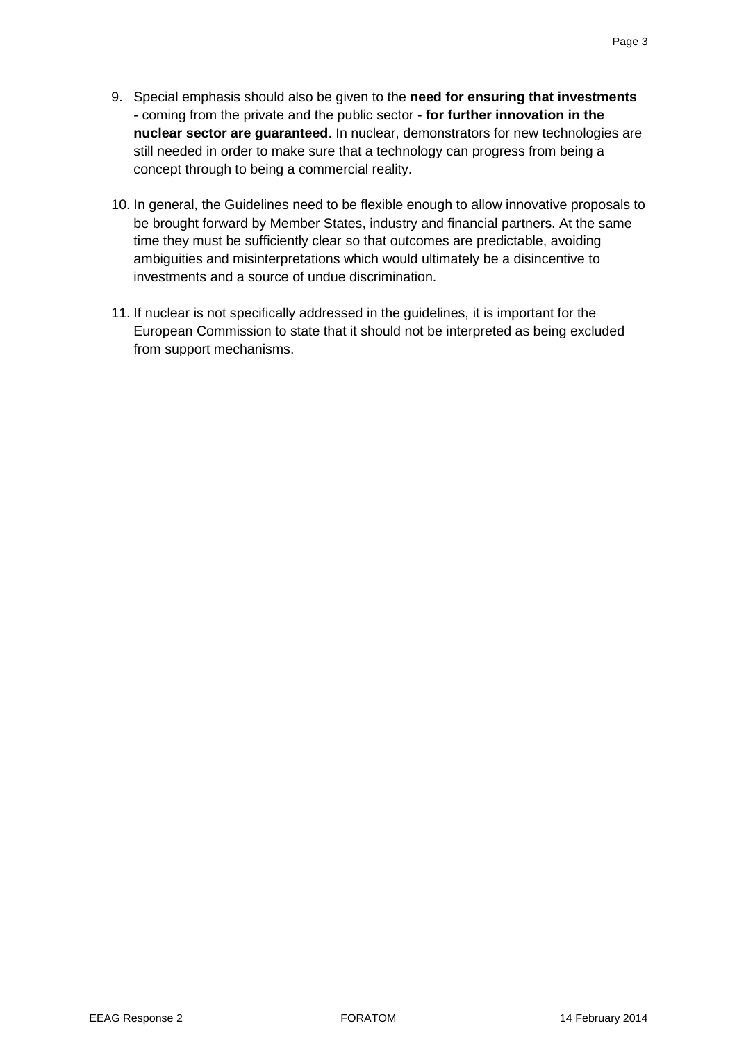9. Special emphasis should also be given to the **need for ensuring that investments** - coming from the private and the public sector - **for further innovation in the nuclear sector are guaranteed**. In nuclear, demonstrators for new technologies are still needed in order to make sure that a technology can progress from being a concept through to being a commercial reality.

10. In general, the Guidelines need to be flexible enough to allow innovative proposals to be brought forward by Member States, industry and financial partners. At the same time they must be sufficiently clear so that outcomes are predictable, avoiding ambiguities and misinterpretations which would ultimately be a disincentive to investments and a source of undue discrimination.

11. If nuclear is not specifically addressed in the guidelines, it is important for the European Commission to state that it should not be interpreted as being excluded from support mechanisms.